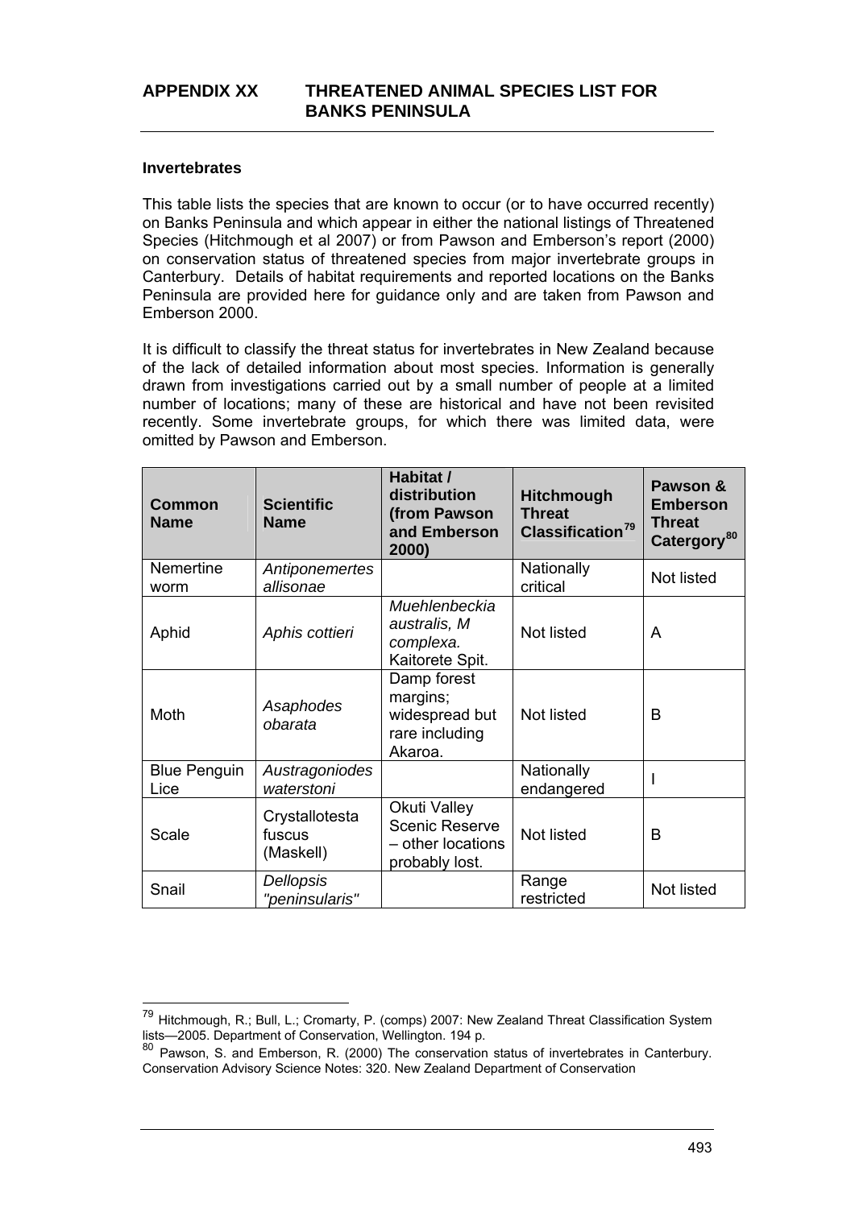# APPENDIX XX THREATENED ANIMAL SPECIES LIST FOR BANKS PENINSULA

### Invertebrates

This table lists the species that are known to occur (or to have occurred recently) on Banks Peninsula and which appear in either the national listings of Threatened Species (Hitchmough et al 2007) or from Pawson and Emberson's report (2000) on conservation status of threatened species from major invertebrate groups in Canterbury. Details of habitat requirements and reported locations on the Banks Peninsula are provided here for guidance only and are taken from Pawson and Emberson 2000.

It is difficult to classify the threat status for invertebrates in New Zealand because of the lack of detailed information about most species. Information is generally drawn from investigations carried out by a small number of people at a limited number of locations; many of these are historical and have not been revisited recently. Some invertebrate groups, for which there was limited data, were omitted by Pawson and Emberson.

| Common Name | Scientific Name | Habitat / distribution (from Pawson and Emberson 2000) | Hitchmough Threat Classification[79] | Pawson & Emberson Threat Catergory[80] |
|---|---|---|---|---|
| Nemertine worm | *Antiponemertes allisonae* | | Nationally critical | Not listed |
| Aphid | *Aphis cottieri* | *Muehlenbeckia australis, M complexa.* Kaitorete Spit. | Not listed | A |
| Moth | *Asaphodes obarata* | Damp forest margins; widespread but rare including Akaroa. | Not listed | B |
| Blue Penguin Lice | *Austragoniodes waterstoni* | | Nationally endangered | I |
| Scale | Crystallotesta fuscus (Maskell) | Okuti Valley Scenic Reserve – other locations probably lost. | Not listed | B |
| Snail | *Dellopsis "peninsularis"* | | Range restricted | Not listed |

[79] Hitchmough, R.; Bull, L.; Cromarty, P. (comps) 2007: New Zealand Threat Classification System lists—2005. Department of Conservation, Wellington. 194 p.

[80] Pawson, S. and Emberson, R. (2000) The conservation status of invertebrates in Canterbury. Conservation Advisory Science Notes: 320. New Zealand Department of Conservation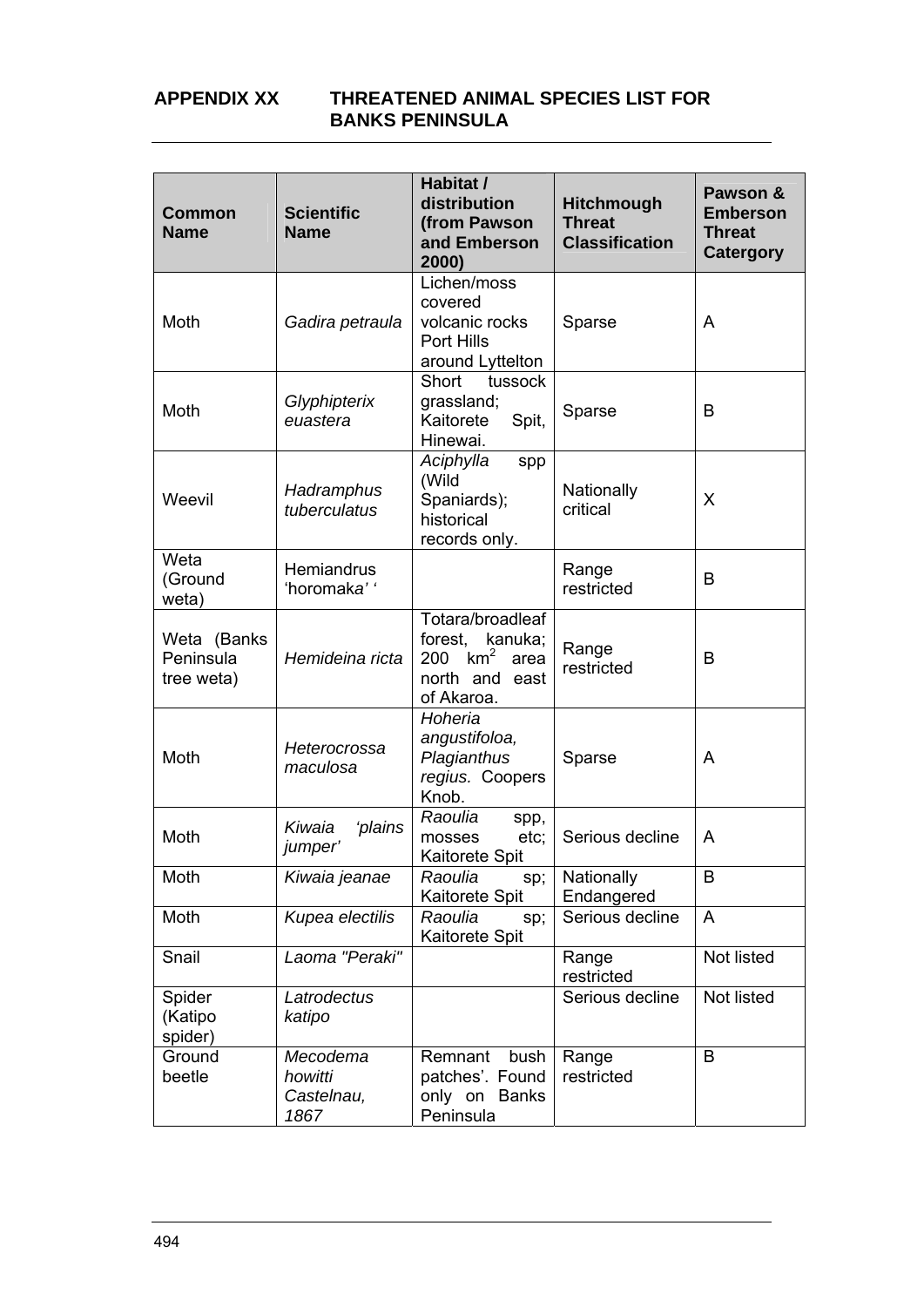# APPENDIX XX THREATENED ANIMAL SPECIES LIST FOR BANKS PENINSULA

| Common Name | Scientific Name | Habitat / distribution (from Pawson and Emberson 2000) | Hitchmough Threat Classification | Pawson & Emberson Threat Catergory |
|---|---|---|---|---|
| Moth | *Gadira petraula* | Lichen/moss covered volcanic rocks Port Hills around Lyttelton | Sparse | A |
| Moth | *Glyphipterix euastera* | Short tussock grassland; Kaitorete Spit, Hinewai. | Sparse | B |
| Weevil | *Hadramphus tuberculatus* | *Aciphylla* spp (Wild Spaniards); historical records only. | Nationally critical | X |
| Weta (Ground weta) | Hemiandrus 'horomaka' ' | | Range restricted | B |
| Weta (Banks Peninsula tree weta) | *Hemideina ricta* | Totara/broadleaf forest, kanuka; 200 $km^2$ area north and east of Akaroa. | Range restricted | B |
| Moth | *Heterocrossa maculosa* | *Hoheria angustifoloa, Plagianthus regius.* Coopers Knob. | Sparse | A |
| Moth | *Kiwaia 'plains jumper'* | *Raoulia* spp, mosses etc; Kaitorete Spit | Serious decline | A |
| Moth | *Kiwaia jeanae* | *Raoulia* sp; Kaitorete Spit | Nationally Endangered | B |
| Moth | *Kupea electilis* | *Raoulia* sp; Kaitorete Spit | Serious decline | A |
| Snail | *Laoma "Peraki"* | | Range restricted | Not listed |
| Spider (Katipo spider) | *Latrodectus katipo* | | Serious decline | Not listed |
| Ground beetle | *Mecodema howitti Castelnau, 1867* | Remnant bush patches'. Found only on Banks Peninsula | Range restricted | B |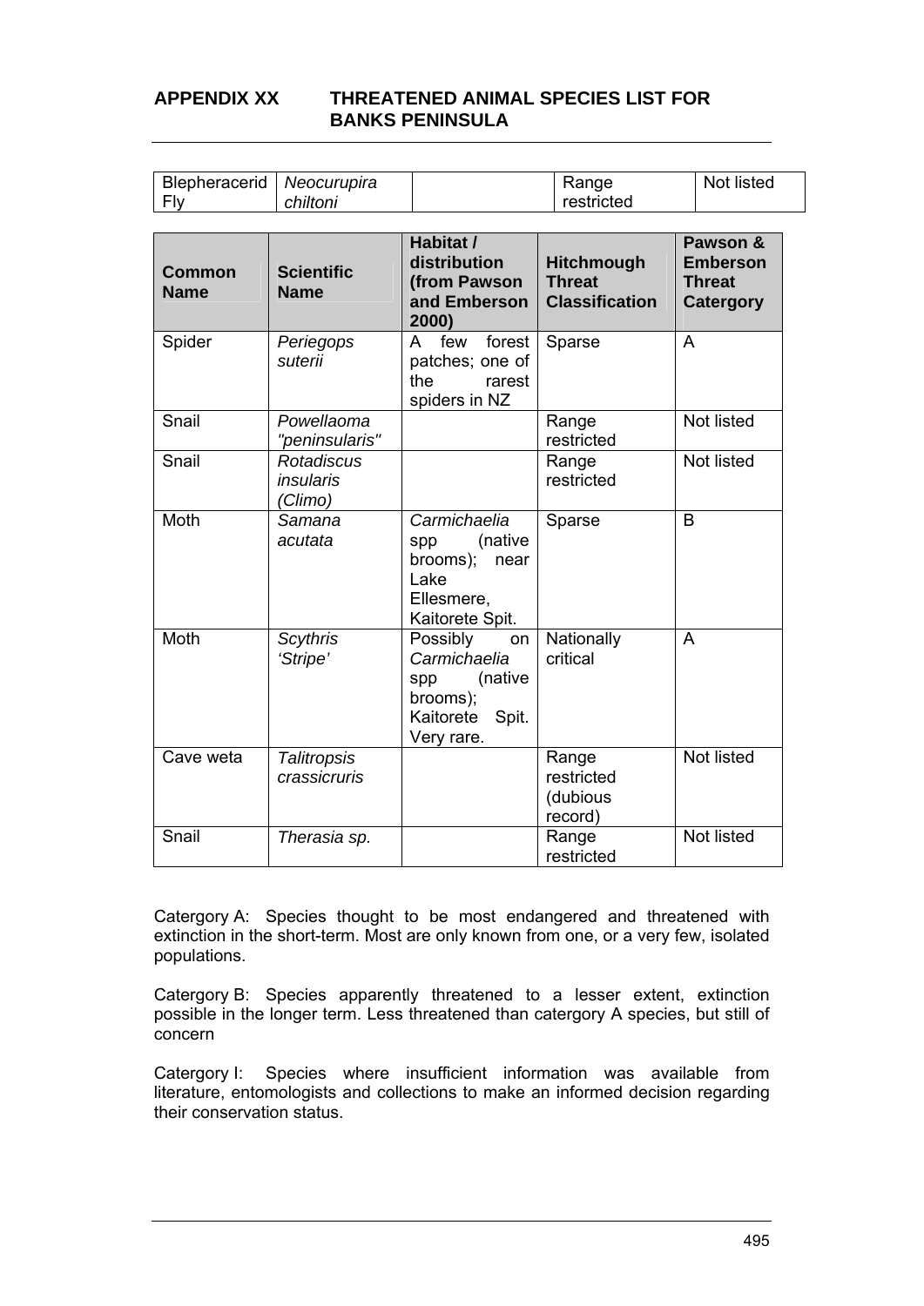## APPENDIX XX THREATENED ANIMAL SPECIES LIST FOR BANKS PENINSULA

| Common Name | Scientific Name | Habitat / distribution (from Pawson and Emberson 2000) | Hitchmough Threat Classification | Pawson & Emberson Threat Catergory |
|---|---|---|---|---|
| Blepheracerid Fly | *Neocurupira chiltoni* | | Range restricted | Not listed |
| Spider | *Periegops suterii* | A few forest patches; one of the rarest spiders in NZ | Sparse | A |
| Snail | *Powellaoma "peninsularis"* | | Range restricted | Not listed |
| Snail | *Rotadiscus insularis (Climo)* | | Range restricted | Not listed |
| Moth | *Samana acutata* | *Carmichaelia* spp (native brooms); near Lake Ellesmere, Kaitorete Spit. | Sparse | B |
| Moth | *Scythris 'Stripe'* | Possibly on *Carmichaelia* spp (native brooms); Kaitorete Spit. Very rare. | Nationally critical | A |
| Cave weta | *Talitropsis crassicruris* | | Range restricted (dubious record) | Not listed |
| Snail | *Therasia sp.* | | Range restricted | Not listed |

Catergory A: Species thought to be most endangered and threatened with extinction in the short-term. Most are only known from one, or a very few, isolated populations.

Catergory B: Species apparently threatened to a lesser extent, extinction possible in the longer term. Less threatened than catergory A species, but still of concern

Catergory I: Species where insufficient information was available from literature, entomologists and collections to make an informed decision regarding their conservation status.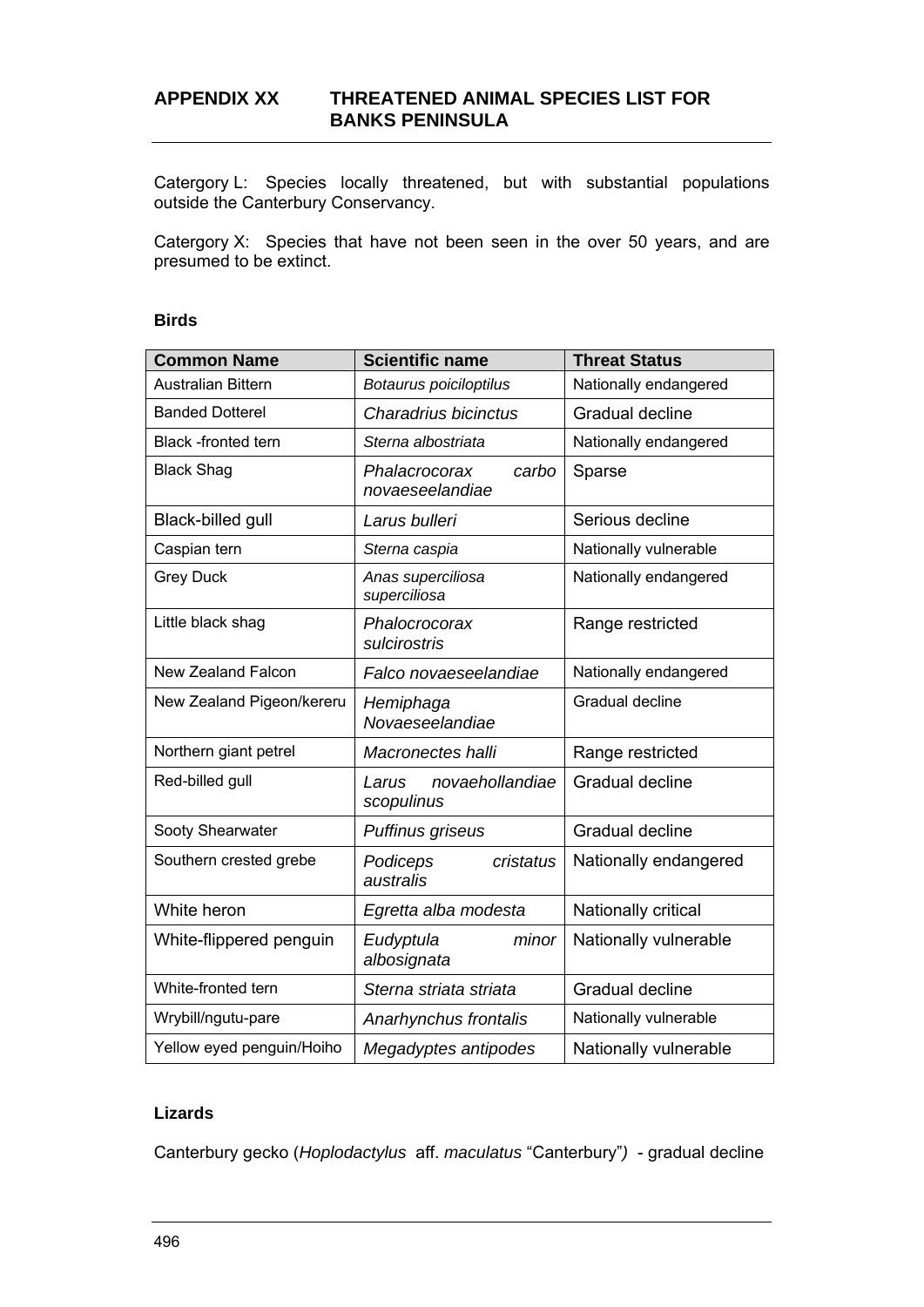## APPENDIX XX THREATENED ANIMAL SPECIES LIST FOR BANKS PENINSULA

Catergory L: Species locally threatened, but with substantial populations outside the Canterbury Conservancy.

Catergory X: Species that have not been seen in the over 50 years, and are presumed to be extinct.

### Birds

| Common Name | Scientific name | Threat Status |
|---|---|---|
| Australian Bittern | *Botaurus poiciloptilus* | Nationally endangered |
| Banded Dotterel | *Charadrius bicinctus* | Gradual decline |
| Black -fronted tern | *Sterna albostriata* | Nationally endangered |
| Black Shag | *Phalacrocorax carbo novaeseelandiae* | Sparse |
| Black-billed gull | *Larus bulleri* | Serious decline |
| Caspian tern | *Sterna caspia* | Nationally vulnerable |
| Grey Duck | *Anas superciliosa superciliosa* | Nationally endangered |
| Little black shag | *Phalacrocorax sulcirostris* | Range restricted |
| New Zealand Falcon | *Falco novaeseelandiae* | Nationally endangered |
| New Zealand Pigeon/kereru | *Hemiphaga Novaeseelandiae* | Gradual decline |
| Northern giant petrel | *Macronectes halli* | Range restricted |
| Red-billed gull | *Larus novaehollandiae scopulinus* | Gradual decline |
| Sooty Shearwater | *Puffinus griseus* | Gradual decline |
| Southern crested grebe | *Podiceps cristatus australis* | Nationally endangered |
| White heron | *Egretta alba modesta* | Nationally critical |
| White-flippered penguin | *Eudyptula minor albosignata* | Nationally vulnerable |
| White-fronted tern | *Sterna striata striata* | Gradual decline |
| Wrybill/ngutu-pare | *Anarhynchus frontalis* | Nationally vulnerable |
| Yellow eyed penguin/Hoiho | *Megadyptes antipodes* | Nationally vulnerable |

### Lizards

Canterbury gecko (*Hoplodactylus* aff. *maculatus* "Canterbury") - gradual decline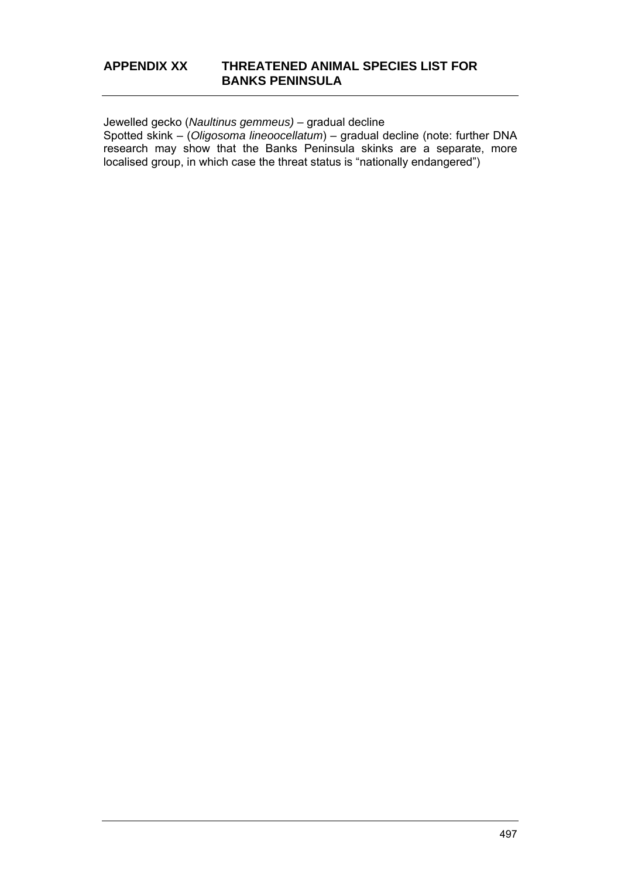## APPENDIX XX THREATENED ANIMAL SPECIES LIST FOR BANKS PENINSULA

Jewelled gecko (*Naultinus gemmeus)* – gradual decline

Spotted skink – (*Oligosoma lineoocellatum*) – gradual decline (note: further DNA research may show that the Banks Peninsula skinks are a separate, more localised group, in which case the threat status is "nationally endangered")